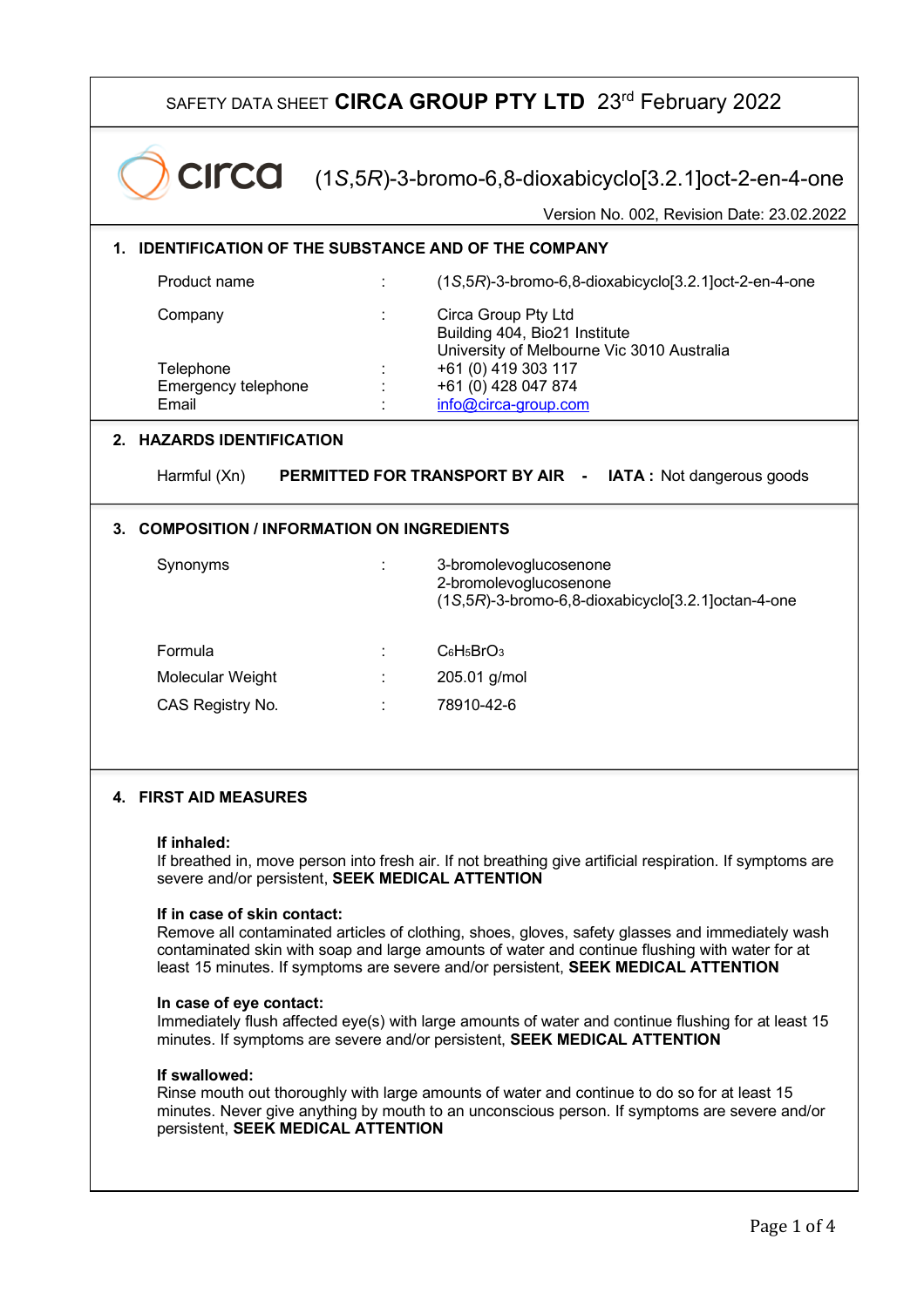SAFETY DATA SHEET **CIRCA GROUP PTY LTD** 23rd February 2022

# (1*S*,5*R*)-3-bromo-6,8-dioxabicyclo[3.2.1]oct-2-en-4-one

Version No. 002, Revision Date: 23.02.2022

## 1. IDENTIFICATION OF THE SUBSTANCE AND OF THE COMPANY

| | | |
|---|---|---|
| Product name | : | (1*S*,5*R*)-3-bromo-6,8-dioxabicyclo[3.2.1]oct-2-en-4-one |
| Company | : | Circa Group Pty Ltd<br>Building 404, Bio21 Institute<br>University of Melbourne Vic 3010 Australia |
| Telephone | : | +61 (0) 419 303 117 |
| Emergency telephone | : | +61 (0) 428 047 874 |
| Email | : | info@circa-group.com |

## 2. HAZARDS IDENTIFICATION

Harmful (Xn) **PERMITTED FOR TRANSPORT BY AIR** - **IATA :** Not dangerous goods

## 3. COMPOSITION / INFORMATION ON INGREDIENTS

| | | |
|---|---|---|
| Synonyms | : | 3-bromolevoglucosenone<br>2-bromolevoglucosenone<br>(1*S*,5*R*)-3-bromo-6,8-dioxabicyclo[3.2.1]octan-4-one |
| Formula | : | $C_6H_5BrO_3$ |
| Molecular Weight | : | 205.01 g/mol |
| CAS Registry No. | : | 78910-42-6 |

## 4. FIRST AID MEASURES

**If inhaled:**
If breathed in, move person into fresh air. If not breathing give artificial respiration. If symptoms are severe and/or persistent, **SEEK MEDICAL ATTENTION**

**If in case of skin contact:**
Remove all contaminated articles of clothing, shoes, gloves, safety glasses and immediately wash contaminated skin with soap and large amounts of water and continue flushing with water for at least 15 minutes. If symptoms are severe and/or persistent, **SEEK MEDICAL ATTENTION**

**In case of eye contact:**
Immediately flush affected eye(s) with large amounts of water and continue flushing for at least 15 minutes. If symptoms are severe and/or persistent, **SEEK MEDICAL ATTENTION**

**If swallowed:**
Rinse mouth out thoroughly with large amounts of water and continue to do so for at least 15 minutes. Never give anything by mouth to an unconscious person. If symptoms are severe and/or persistent, **SEEK MEDICAL ATTENTION**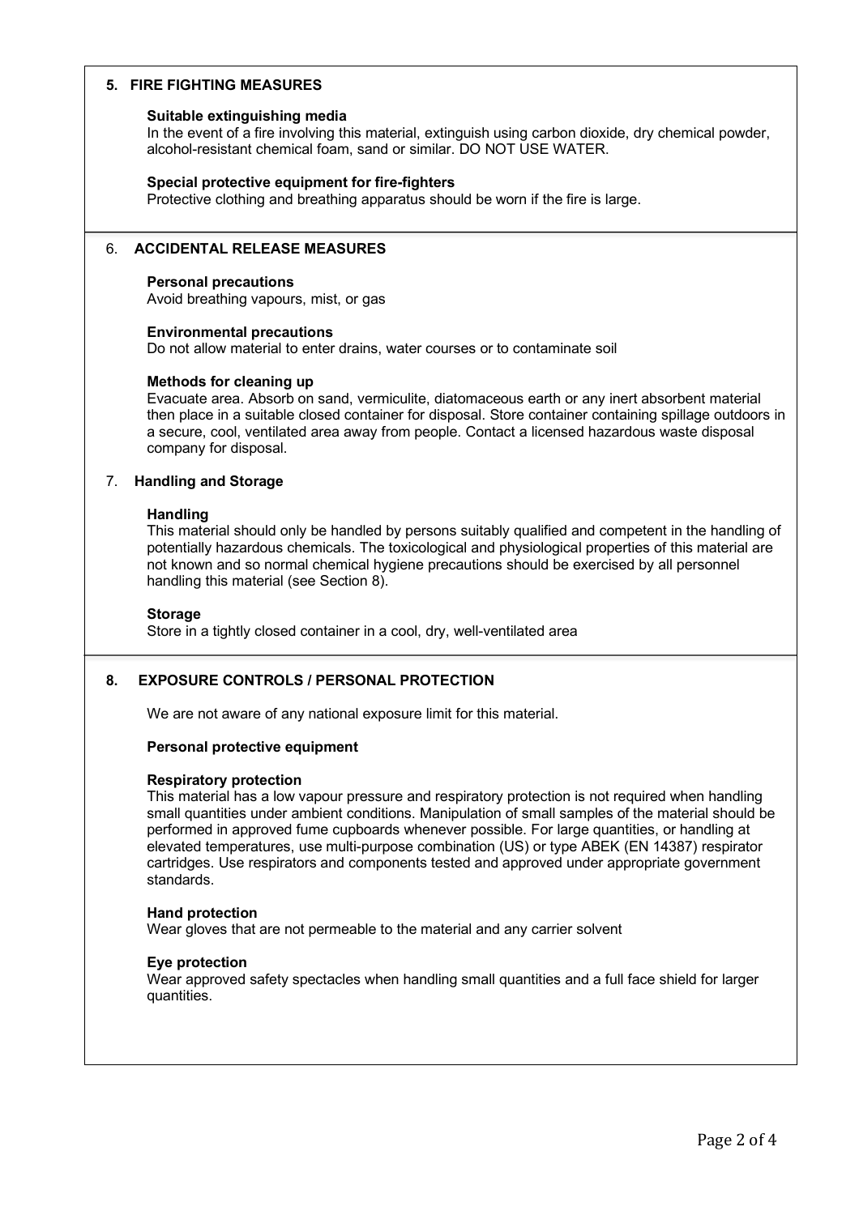## 5. FIRE FIGHTING MEASURES

**Suitable extinguishing media**

In the event of a fire involving this material, extinguish using carbon dioxide, dry chemical powder, alcohol-resistant chemical foam, sand or similar. DO NOT USE WATER.

**Special protective equipment for fire-fighters**

Protective clothing and breathing apparatus should be worn if the fire is large.

## 6. ACCIDENTAL RELEASE MEASURES

**Personal precautions**

Avoid breathing vapours, mist, or gas

**Environmental precautions**

Do not allow material to enter drains, water courses or to contaminate soil

**Methods for cleaning up**

Evacuate area. Absorb on sand, vermiculite, diatomaceous earth or any inert absorbent material then place in a suitable closed container for disposal. Store container containing spillage outdoors in a secure, cool, ventilated area away from people. Contact a licensed hazardous waste disposal company for disposal.

## 7. Handling and Storage

**Handling**

This material should only be handled by persons suitably qualified and competent in the handling of potentially hazardous chemicals. The toxicological and physiological properties of this material are not known and so normal chemical hygiene precautions should be exercised by all personnel handling this material (see Section 8).

**Storage**

Store in a tightly closed container in a cool, dry, well-ventilated area

## 8. EXPOSURE CONTROLS / PERSONAL PROTECTION

We are not aware of any national exposure limit for this material.

**Personal protective equipment**

**Respiratory protection**

This material has a low vapour pressure and respiratory protection is not required when handling small quantities under ambient conditions. Manipulation of small samples of the material should be performed in approved fume cupboards whenever possible. For large quantities, or handling at elevated temperatures, use multi-purpose combination (US) or type ABEK (EN 14387) respirator cartridges. Use respirators and components tested and approved under appropriate government standards.

**Hand protection**

Wear gloves that are not permeable to the material and any carrier solvent

**Eye protection**

Wear approved safety spectacles when handling small quantities and a full face shield for larger quantities.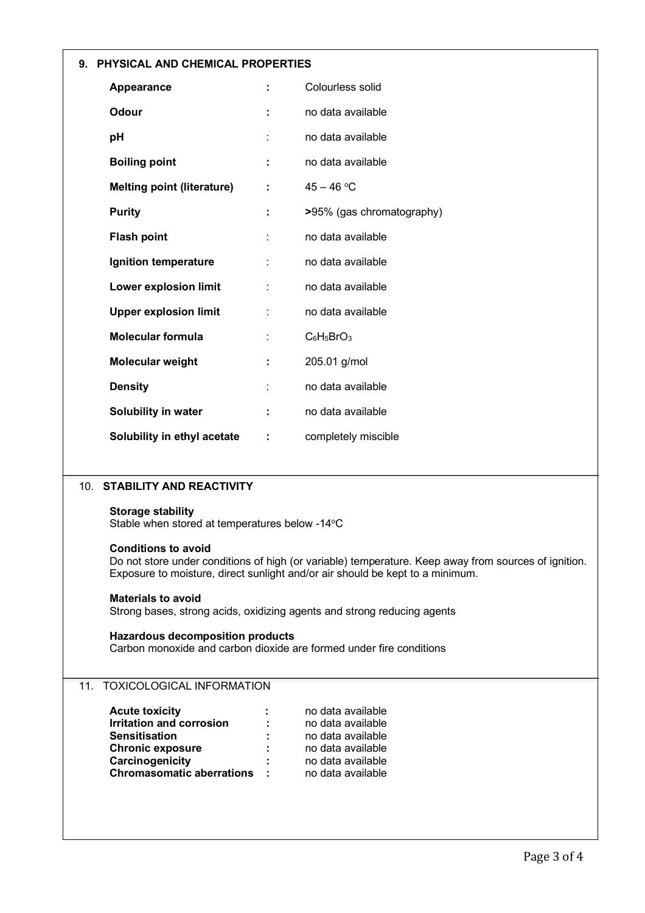## 9. PHYSICAL AND CHEMICAL PROPERTIES

| Property | | Value |
|---|---|---|
| **Appearance** | : | Colourless solid |
| **Odour** | : | no data available |
| **pH** | : | no data available |
| **Boiling point** | : | no data available |
| **Melting point (literature)** | : | 45 – 46 °C |
| **Purity** | : | **>**95% (gas chromatography) |
| **Flash point** | : | no data available |
| **Ignition temperature** | : | no data available |
| **Lower explosion limit** | : | no data available |
| **Upper explosion limit** | : | no data available |
| **Molecular formula** | : | $C_6H_5BrO_3$ |
| **Molecular weight** | : | 205.01 g/mol |
| **Density** | : | no data available |
| **Solubility in water** | : | no data available |
| **Solubility in ethyl acetate** | : | completely miscible |

## 10. STABILITY AND REACTIVITY

**Storage stability**
Stable when stored at temperatures below -14°C

**Conditions to avoid**
Do not store under conditions of high (or variable) temperature. Keep away from sources of ignition. Exposure to moisture, direct sunlight and/or air should be kept to a minimum.

**Materials to avoid**
Strong bases, strong acids, oxidizing agents and strong reducing agents

**Hazardous decomposition products**
Carbon monoxide and carbon dioxide are formed under fire conditions

## 11. TOXICOLOGICAL INFORMATION

| Property | | Value |
|---|---|---|
| **Acute toxicity** | : | no data available |
| **Irritation and corrosion** | : | no data available |
| **Sensitisation** | : | no data available |
| **Chronic exposure** | : | no data available |
| **Carcinogenicity** | : | no data available |
| **Chromasomatic aberrations** | : | no data available |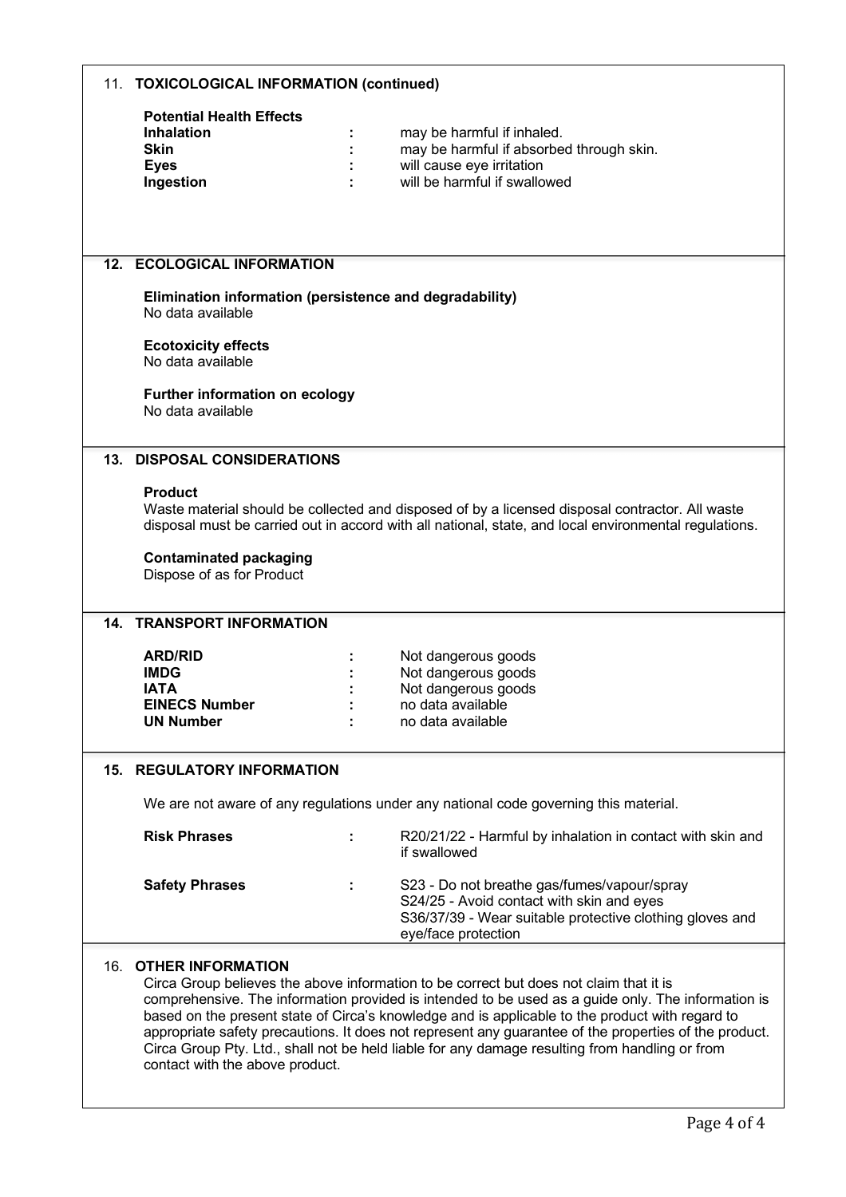## 11. TOXICOLOGICAL INFORMATION (continued)

**Potential Health Effects**

| | | |
|---|---|---|
| **Inhalation** | : | may be harmful if inhaled. |
| **Skin** | : | may be harmful if absorbed through skin. |
| **Eyes** | : | will cause eye irritation |
| **Ingestion** | : | will be harmful if swallowed |

## 12. ECOLOGICAL INFORMATION

**Elimination information (persistence and degradability)**
No data available

**Ecotoxicity effects**
No data available

**Further information on ecology**
No data available

## 13. DISPOSAL CONSIDERATIONS

**Product**
Waste material should be collected and disposed of by a licensed disposal contractor. All waste disposal must be carried out in accord with all national, state, and local environmental regulations.

**Contaminated packaging**
Dispose of as for Product

## 14. TRANSPORT INFORMATION

| | | |
|---|---|---|
| **ARD/RID** | : | Not dangerous goods |
| **IMDG** | : | Not dangerous goods |
| **IATA** | : | Not dangerous goods |
| **EINECS Number** | : | no data available |
| **UN Number** | : | no data available |

## 15. REGULATORY INFORMATION

We are not aware of any regulations under any national code governing this material.

| | | |
|---|---|---|
| **Risk Phrases** | : | R20/21/22 - Harmful by inhalation in contact with skin and if swallowed |
| **Safety Phrases** | : | S23 - Do not breathe gas/fumes/vapour/spray<br>S24/25 - Avoid contact with skin and eyes<br>S36/37/39 - Wear suitable protective clothing gloves and eye/face protection |

## 16. OTHER INFORMATION

Circa Group believes the above information to be correct but does not claim that it is comprehensive. The information provided is intended to be used as a guide only. The information is based on the present state of Circa's knowledge and is applicable to the product with regard to appropriate safety precautions. It does not represent any guarantee of the properties of the product. Circa Group Pty. Ltd., shall not be held liable for any damage resulting from handling or from contact with the above product.